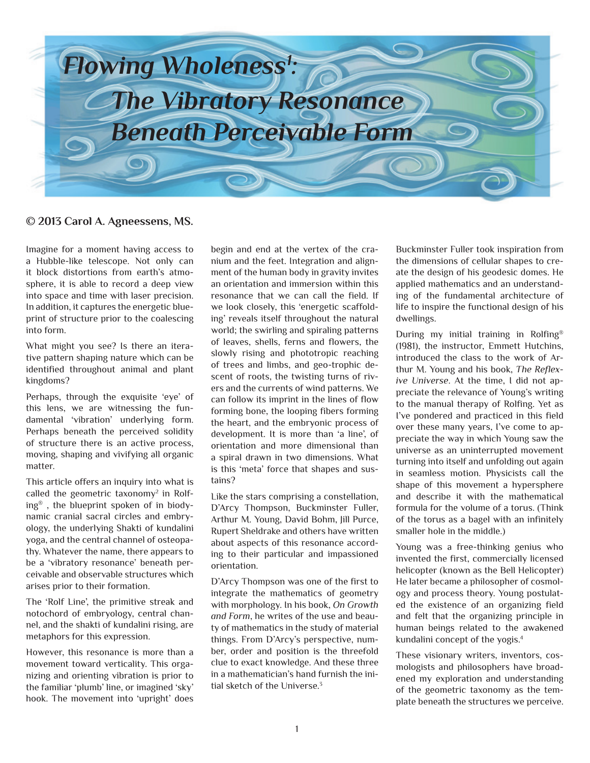# Flowing Wholeness[1]: The Vibratory Resonance Beneath Perceivable Form

**© 2013 Carol A. Agneessens, MS.**

Imagine for a moment having access to a Hubble-like telescope. Not only can it block distortions from earth's atmosphere, it is able to record a deep view into space and time with laser precision. In addition, it captures the energetic blueprint of structure prior to the coalescing into form.

What might you see? Is there an iterative pattern shaping nature which can be identified throughout animal and plant kingdoms?

Perhaps, through the exquisite 'eye' of this lens, we are witnessing the fundamental 'vibration' underlying form. Perhaps beneath the perceived solidity of structure there is an active process, moving, shaping and vivifying all organic matter.

This article offers an inquiry into what is called the geometric taxonomy[2] in Rolfing®, the blueprint spoken of in biodynamic cranial sacral circles and embryology, the underlying Shakti of kundalini yoga, and the central channel of osteopathy. Whatever the name, there appears to be a 'vibratory resonance' beneath perceivable and observable structures which arises prior to their formation.

The 'Rolf Line', the primitive streak and notochord of embryology, central channel, and the shakti of kundalini rising, are metaphors for this expression.

However, this resonance is more than a movement toward verticality. This organizing and orienting vibration is prior to the familiar 'plumb' line, or imagined 'sky' hook. The movement into 'upright' does begin and end at the vertex of the cranium and the feet. Integration and alignment of the human body in gravity invites an orientation and immersion within this resonance that we can call the field. If we look closely, this 'energetic scaffolding' reveals itself throughout the natural world; the swirling and spiraling patterns of leaves, shells, ferns and flowers, the slowly rising and phototropic reaching of trees and limbs, and geo-trophic descent of roots, the twisting turns of rivers and the currents of wind patterns. We can follow its imprint in the lines of flow forming bone, the looping fibers forming the heart, and the embryonic process of development. It is more than 'a line', of orientation and more dimensional than a spiral drawn in two dimensions. What is this 'meta' force that shapes and sustains?

Like the stars comprising a constellation, D'Arcy Thompson, Buckminster Fuller, Arthur M. Young, David Bohm, Jill Purce, Rupert Sheldrake and others have written about aspects of this resonance according to their particular and impassioned orientation.

D'Arcy Thompson was one of the first to integrate the mathematics of geometry with morphology. In his book, *On Growth and Form*, he writes of the use and beauty of mathematics in the study of material things. From D'Arcy's perspective, number, order and position is the threefold clue to exact knowledge. And these three in a mathematician's hand furnish the initial sketch of the Universe.[3]

Buckminster Fuller took inspiration from the dimensions of cellular shapes to create the design of his geodesic domes. He applied mathematics and an understanding of the fundamental architecture of life to inspire the functional design of his dwellings.

During my initial training in Rolfing® (1981), the instructor, Emmett Hutchins, introduced the class to the work of Arthur M. Young and his book, *The Reflexive Universe*. At the time, I did not appreciate the relevance of Young's writing to the manual therapy of Rolfing. Yet as I've pondered and practiced in this field over these many years, I've come to appreciate the way in which Young saw the universe as an uninterrupted movement turning into itself and unfolding out again in seamless motion. Physicists call the shape of this movement a hypersphere and describe it with the mathematical formula for the volume of a torus. (Think of the torus as a bagel with an infinitely smaller hole in the middle.)

Young was a free-thinking genius who invented the first, commercially licensed helicopter (known as the Bell Helicopter) He later became a philosopher of cosmology and process theory. Young postulated the existence of an organizing field and felt that the organizing principle in human beings related to the awakened kundalini concept of the yogis.[4]

These visionary writers, inventors, cosmologists and philosophers have broadened my exploration and understanding of the geometric taxonomy as the template beneath the structures we perceive.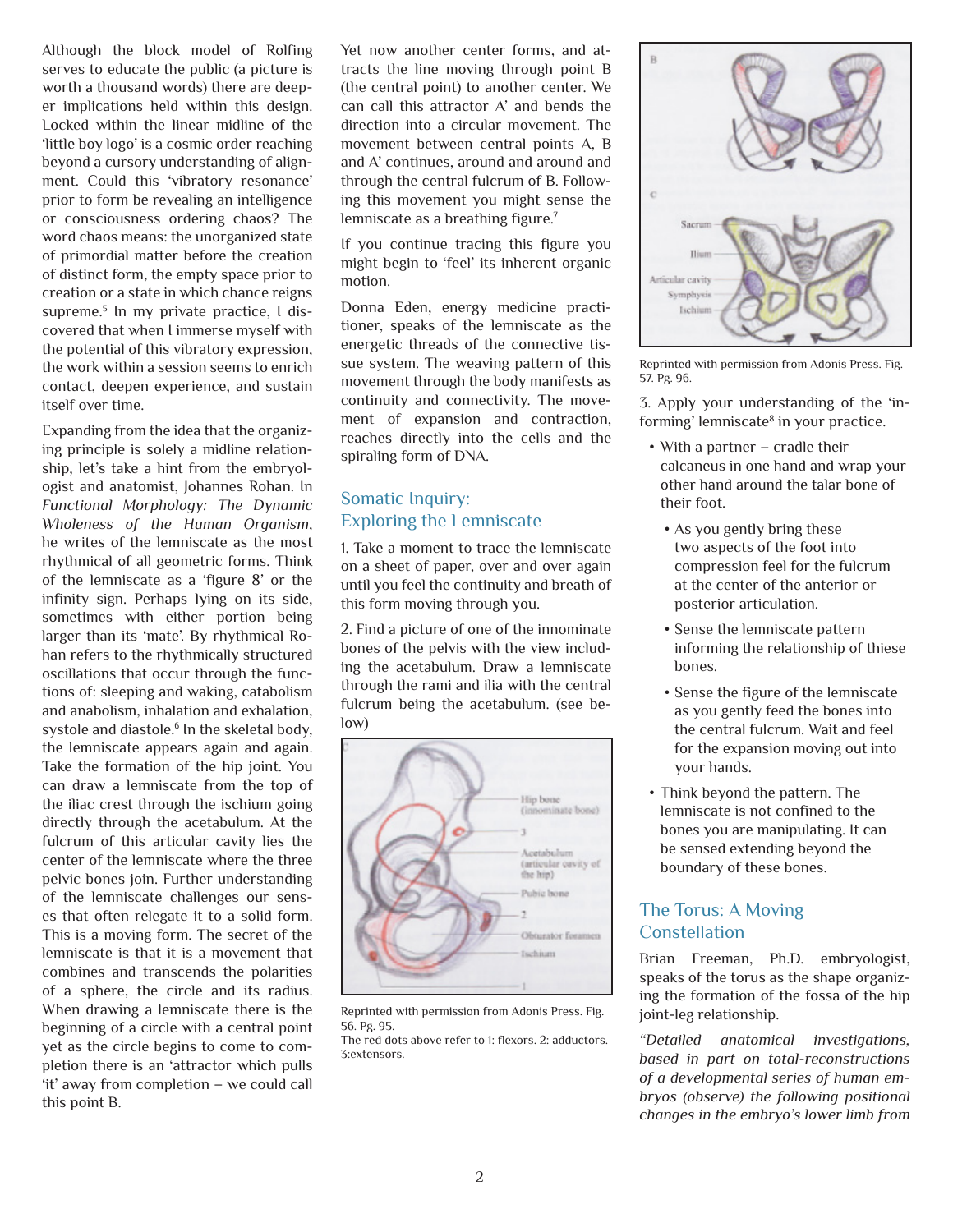Although the block model of Rolfing serves to educate the public (a picture is worth a thousand words) there are deeper implications held within this design. Locked within the linear midline of the 'little boy logo' is a cosmic order reaching beyond a cursory understanding of alignment. Could this 'vibratory resonance' prior to form be revealing an intelligence or consciousness ordering chaos? The word chaos means: the unorganized state of primordial matter before the creation of distinct form, the empty space prior to creation or a state in which chance reigns supreme.[5] In my private practice, I discovered that when I immerse myself with the potential of this vibratory expression, the work within a session seems to enrich contact, deepen experience, and sustain itself over time.

Expanding from the idea that the organizing principle is solely a midline relationship, let's take a hint from the embryologist and anatomist, Johannes Rohan. In *Functional Morphology: The Dynamic Wholeness of the Human Organism*, he writes of the lemniscate as the most rhythmical of all geometric forms. Think of the lemniscate as a 'figure 8' or the infinity sign. Perhaps lying on its side, sometimes with either portion being larger than its 'mate'. By rhythmical Rohan refers to the rhythmically structured oscillations that occur through the functions of: sleeping and waking, catabolism and anabolism, inhalation and exhalation, systole and diastole.[6] In the skeletal body, the lemniscate appears again and again. Take the formation of the hip joint. You can draw a lemniscate from the top of the iliac crest through the ischium going directly through the acetabulum. At the fulcrum of this articular cavity lies the center of the lemniscate where the three pelvic bones join. Further understanding of the lemniscate challenges our senses that often relegate it to a solid form. This is a moving form. The secret of the lemniscate is that it is a movement that combines and transcends the polarities of a sphere, the circle and its radius. When drawing a lemniscate there is the beginning of a circle with a central point yet as the circle begins to come to completion there is an 'attractor which pulls 'it' away from completion – we could call this point B.

Yet now another center forms, and attracts the line moving through point B (the central point) to another center. We can call this attractor A' and bends the direction into a circular movement. The movement between central points A, B and A' continues, around and around and through the central fulcrum of B. Following this movement you might sense the lemniscate as a breathing figure.[7]

If you continue tracing this figure you might begin to 'feel' its inherent organic motion.

Donna Eden, energy medicine practitioner, speaks of the lemniscate as the energetic threads of the connective tissue system. The weaving pattern of this movement through the body manifests as continuity and connectivity. The movement of expansion and contraction, reaches directly into the cells and the spiraling form of DNA.

## Somatic Inquiry: Exploring the Lemniscate

1. Take a moment to trace the lemniscate on a sheet of paper, over and over again until you feel the continuity and breath of this form moving through you.

2. Find a picture of one of the innominate bones of the pelvis with the view including the acetabulum. Draw a lemniscate through the rami and ilia with the central fulcrum being the acetabulum. (see below)

Reprinted with permission from Adonis Press. Fig. 56. Pg. 95.
The red dots above refer to 1: flexors. 2: adductors. 3:extensors.

Reprinted with permission from Adonis Press. Fig. 57. Pg. 96.

3. Apply your understanding of the 'informing' lemniscate[8] in your practice.

- With a partner – cradle their calcaneus in one hand and wrap your other hand around the talar bone of their foot.
  - As you gently bring these two aspects of the foot into compression feel for the fulcrum at the center of the anterior or posterior articulation.
  - Sense the lemniscate pattern informing the relationship of thiese bones.
  - Sense the figure of the lemniscate as you gently feed the bones into the central fulcrum. Wait and feel for the expansion moving out into your hands.
- Think beyond the pattern. The lemniscate is not confined to the bones you are manipulating. It can be sensed extending beyond the boundary of these bones.

## The Torus: A Moving Constellation

Brian Freeman, Ph.D. embryologist, speaks of the torus as the shape organizing the formation of the fossa of the hip joint-leg relationship.

*"Detailed anatomical investigations, based in part on total-reconstructions of a developmental series of human embryos (observe) the following positional changes in the embryo's lower limb from*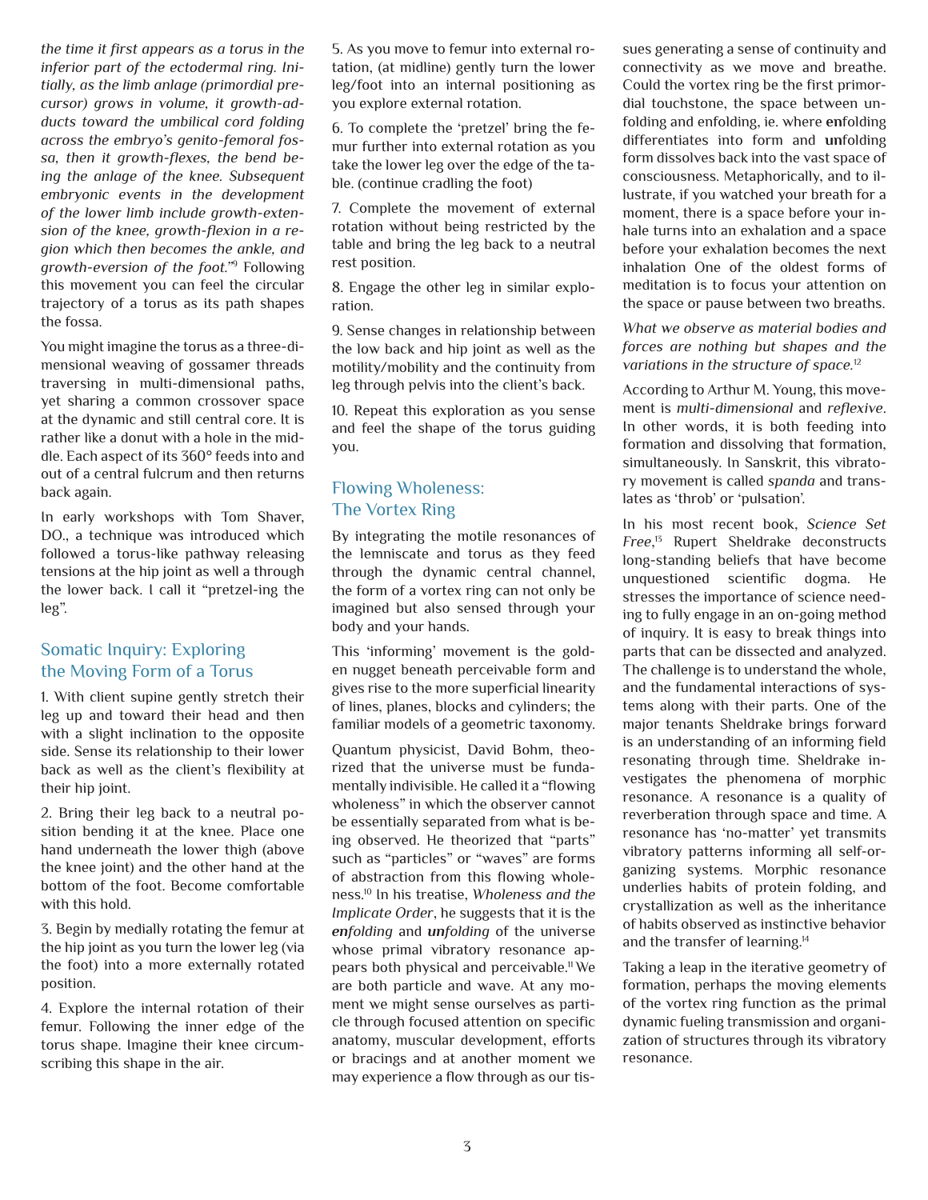*the time it first appears as a torus in the inferior part of the ectodermal ring. Initially, as the limb anlage (primordial precursor) grows in volume, it growth-adducts toward the umbilical cord folding across the embryo's genito-femoral fossa, then it growth-flexes, the bend being the anlage of the knee. Subsequent embryonic events in the development of the lower limb include growth-extension of the knee, growth-flexion in a region which then becomes the ankle, and growth-eversion of the foot."*[9] Following this movement you can feel the circular trajectory of a torus as its path shapes the fossa.

You might imagine the torus as a three-dimensional weaving of gossamer threads traversing in multi-dimensional paths, yet sharing a common crossover space at the dynamic and still central core. It is rather like a donut with a hole in the middle. Each aspect of its 360° feeds into and out of a central fulcrum and then returns back again.

In early workshops with Tom Shaver, DO., a technique was introduced which followed a torus-like pathway releasing tensions at the hip joint as well a through the lower back. I call it "pretzel-ing the leg".

## Somatic Inquiry: Exploring the Moving Form of a Torus

1. With client supine gently stretch their leg up and toward their head and then with a slight inclination to the opposite side. Sense its relationship to their lower back as well as the client's flexibility at their hip joint.

2. Bring their leg back to a neutral position bending it at the knee. Place one hand underneath the lower thigh (above the knee joint) and the other hand at the bottom of the foot. Become comfortable with this hold.

3. Begin by medially rotating the femur at the hip joint as you turn the lower leg (via the foot) into a more externally rotated position.

4. Explore the internal rotation of their femur. Following the inner edge of the torus shape. Imagine their knee circumscribing this shape in the air.

5. As you move to femur into external rotation, (at midline) gently turn the lower leg/foot into an internal positioning as you explore external rotation.

6. To complete the 'pretzel' bring the femur further into external rotation as you take the lower leg over the edge of the table. (continue cradling the foot)

7. Complete the movement of external rotation without being restricted by the table and bring the leg back to a neutral rest position.

8. Engage the other leg in similar exploration.

9. Sense changes in relationship between the low back and hip joint as well as the motility/mobility and the continuity from leg through pelvis into the client's back.

10. Repeat this exploration as you sense and feel the shape of the torus guiding you.

## Flowing Wholeness: The Vortex Ring

By integrating the motile resonances of the lemniscate and torus as they feed through the dynamic central channel, the form of a vortex ring can not only be imagined but also sensed through your body and your hands.

This 'informing' movement is the golden nugget beneath perceivable form and gives rise to the more superficial linearity of lines, planes, blocks and cylinders; the familiar models of a geometric taxonomy.

Quantum physicist, David Bohm, theorized that the universe must be fundamentally indivisible. He called it a "flowing wholeness" in which the observer cannot be essentially separated from what is being observed. He theorized that "parts" such as "particles" or "waves" are forms of abstraction from this flowing wholeness.[10] In his treatise, *Wholeness and the Implicate Order*, he suggests that it is the ***en**folding* and ***un**folding* of the universe whose primal vibratory resonance appears both physical and perceivable.[11] We are both particle and wave. At any moment we might sense ourselves as particle through focused attention on specific anatomy, muscular development, efforts or bracings and at another moment we may experience a flow through as our tissues generating a sense of continuity and connectivity as we move and breathe. Could the vortex ring be the first primordial touchstone, the space between unfolding and enfolding, ie. where **en**folding differentiates into form and **un**folding form dissolves back into the vast space of consciousness. Metaphorically, and to illustrate, if you watched your breath for a moment, there is a space before your inhale turns into an exhalation and a space before your exhalation becomes the next inhalation One of the oldest forms of meditation is to focus your attention on the space or pause between two breaths.

*What we observe as material bodies and forces are nothing but shapes and the variations in the structure of space.*[12]

According to Arthur M. Young, this movement is *multi-dimensional* and *reflexive*. In other words, it is both feeding into formation and dissolving that formation, simultaneously. In Sanskrit, this vibratory movement is called *spanda* and translates as 'throb' or 'pulsation'.

In his most recent book, *Science Set Free*,[13] Rupert Sheldrake deconstructs long-standing beliefs that have become unquestioned scientific dogma. He stresses the importance of science needing to fully engage in an on-going method of inquiry. It is easy to break things into parts that can be dissected and analyzed. The challenge is to understand the whole, and the fundamental interactions of systems along with their parts. One of the major tenants Sheldrake brings forward is an understanding of an informing field resonating through time. Sheldrake investigates the phenomena of morphic resonance. A resonance is a quality of reverberation through space and time. A resonance has 'no-matter' yet transmits vibratory patterns informing all self-organizing systems. Morphic resonance underlies habits of protein folding, and crystallization as well as the inheritance of habits observed as instinctive behavior and the transfer of learning.[14]

Taking a leap in the iterative geometry of formation, perhaps the moving elements of the vortex ring function as the primal dynamic fueling transmission and organization of structures through its vibratory resonance.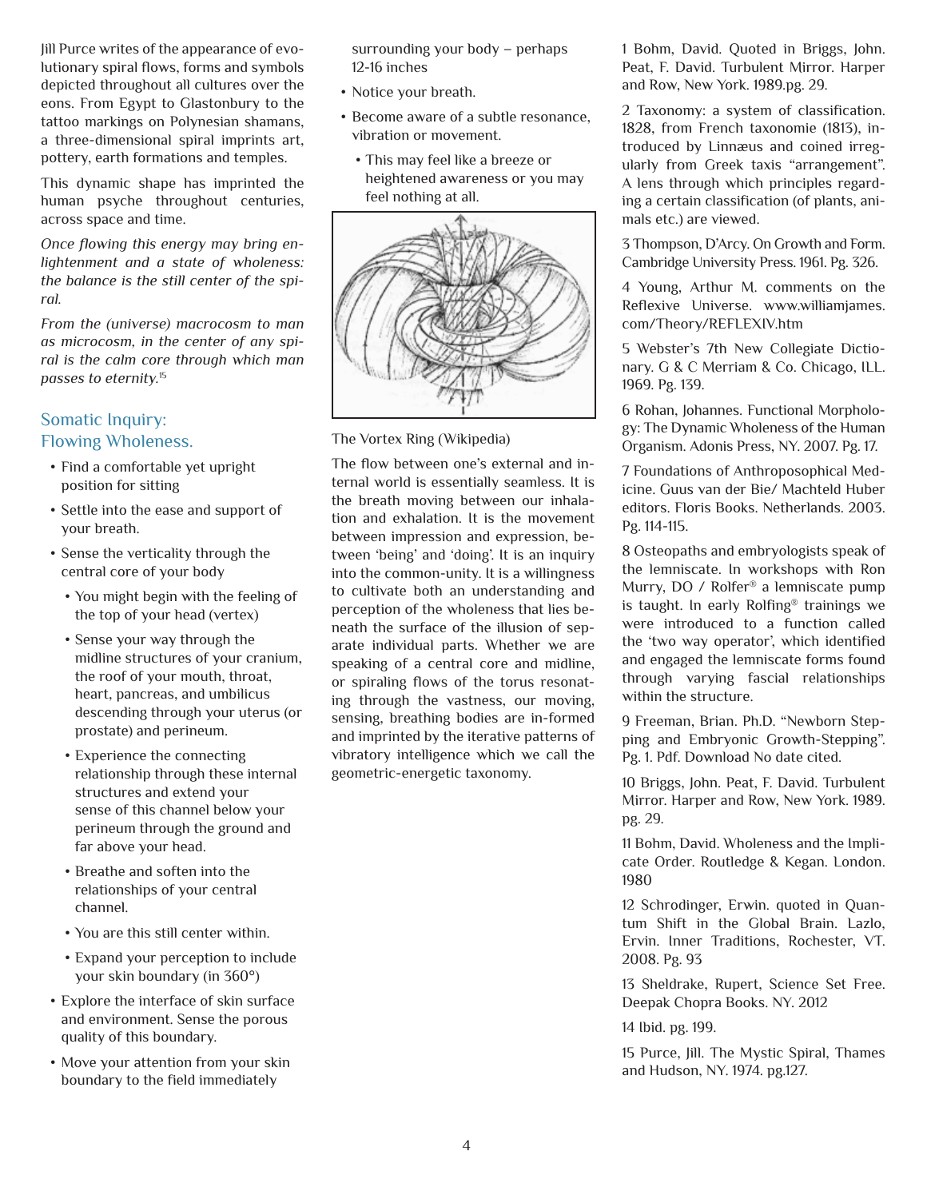Jill Purce writes of the appearance of evolutionary spiral flows, forms and symbols depicted throughout all cultures over the eons. From Egypt to Glastonbury to the tattoo markings on Polynesian shamans, a three-dimensional spiral imprints art, pottery, earth formations and temples.

This dynamic shape has imprinted the human psyche throughout centuries, across space and time.

*Once flowing this energy may bring enlightenment and a state of wholeness: the balance is the still center of the spiral.*

*From the (universe) macrocosm to man as microcosm, in the center of any spiral is the calm core through which man passes to eternity.*[15]

## Somatic Inquiry: Flowing Wholeness.

- Find a comfortable yet upright position for sitting
- Settle into the ease and support of your breath.
- Sense the verticality through the central core of your body
  - You might begin with the feeling of the top of your head (vertex)
  - Sense your way through the midline structures of your cranium, the roof of your mouth, throat, heart, pancreas, and umbilicus descending through your uterus (or prostate) and perineum.
  - Experience the connecting relationship through these internal structures and extend your sense of this channel below your perineum through the ground and far above your head.
  - Breathe and soften into the relationships of your central channel.
  - You are this still center within.
  - Expand your perception to include your skin boundary (in 360°)
- Explore the interface of skin surface and environment. Sense the porous quality of this boundary.
- Move your attention from your skin boundary to the field immediately surrounding your body – perhaps 12-16 inches
- Notice your breath.
- Become aware of a subtle resonance, vibration or movement.
  - This may feel like a breeze or heightened awareness or you may feel nothing at all.

The Vortex Ring (Wikipedia)

The flow between one's external and internal world is essentially seamless. It is the breath moving between our inhalation and exhalation. It is the movement between impression and expression, between 'being' and 'doing'. It is an inquiry into the common-unity. It is a willingness to cultivate both an understanding and perception of the wholeness that lies beneath the surface of the illusion of separate individual parts. Whether we are speaking of a central core and midline, or spiraling flows of the torus resonating through the vastness, our moving, sensing, breathing bodies are in-formed and imprinted by the iterative patterns of vibratory intelligence which we call the geometric-energetic taxonomy.

1 Bohm, David. Quoted in Briggs, John. Peat, F. David. Turbulent Mirror. Harper and Row, New York. 1989.pg. 29.

2 Taxonomy: a system of classification. 1828, from French taxonomie (1813), introduced by Linnæus and coined irregularly from Greek taxis "arrangement". A lens through which principles regarding a certain classification (of plants, animals etc.) are viewed.

3 Thompson, D'Arcy. On Growth and Form. Cambridge University Press. 1961. Pg. 326.

4 Young, Arthur M. comments on the Reflexive Universe. www.williamjames.com/Theory/REFLEXIV.htm

5 Webster's 7th New Collegiate Dictionary. G & C Merriam & Co. Chicago, ILL. 1969. Pg. 139.

6 Rohan, Johannes. Functional Morphology: The Dynamic Wholeness of the Human Organism. Adonis Press, NY. 2007. Pg. 17.

7 Foundations of Anthroposophical Medicine. Guus van der Bie/ Machteld Huber editors. Floris Books. Netherlands. 2003. Pg. 114-115.

8 Osteopaths and embryologists speak of the lemniscate. In workshops with Ron Murry, DO / Rolfer® a lemniscate pump is taught. In early Rolfing® trainings we were introduced to a function called the 'two way operator', which identified and engaged the lemniscate forms found through varying fascial relationships within the structure.

9 Freeman, Brian. Ph.D. "Newborn Stepping and Embryonic Growth-Stepping". Pg. 1. Pdf. Download No date cited.

10 Briggs, John. Peat, F. David. Turbulent Mirror. Harper and Row, New York. 1989. pg. 29.

11 Bohm, David. Wholeness and the Implicate Order. Routledge & Kegan. London. 1980

12 Schrodinger, Erwin. quoted in Quantum Shift in the Global Brain. Lazlo, Ervin. Inner Traditions, Rochester, VT. 2008. Pg. 93

13 Sheldrake, Rupert, Science Set Free. Deepak Chopra Books. NY. 2012

14 Ibid. pg. 199.

15 Purce, Jill. The Mystic Spiral, Thames and Hudson, NY. 1974. pg.127.